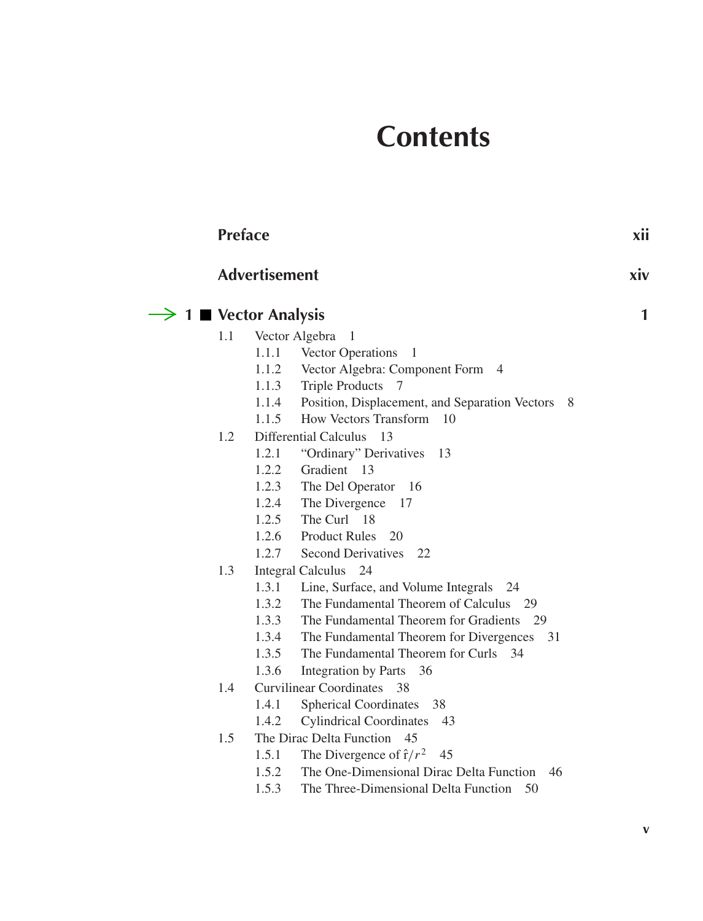# Contents

**Preface** xii

**Advertisement** xiv

**1 Vector Analysis** 1

- 1.1 Vector Algebra 1
  - 1.1.1 Vector Operations 1
  - 1.1.2 Vector Algebra: Component Form 4
  - 1.1.3 Triple Products 7
  - 1.1.4 Position, Displacement, and Separation Vectors 8
  - 1.1.5 How Vectors Transform 10
- 1.2 Differential Calculus 13
  - 1.2.1 "Ordinary" Derivatives 13
  - 1.2.2 Gradient 13
  - 1.2.3 The Del Operator 16
  - 1.2.4 The Divergence 17
  - 1.2.5 The Curl 18
  - 1.2.6 Product Rules 20
  - 1.2.7 Second Derivatives 22
- 1.3 Integral Calculus 24
  - 1.3.1 Line, Surface, and Volume Integrals 24
  - 1.3.2 The Fundamental Theorem of Calculus 29
  - 1.3.3 The Fundamental Theorem for Gradients 29
  - 1.3.4 The Fundamental Theorem for Divergences 31
  - 1.3.5 The Fundamental Theorem for Curls 34
  - 1.3.6 Integration by Parts 36
- 1.4 Curvilinear Coordinates 38
  - 1.4.1 Spherical Coordinates 38
  - 1.4.2 Cylindrical Coordinates 43
- 1.5 The Dirac Delta Function 45
  - 1.5.1 The Divergence of $\hat{\mathbf{r}}/r^2$ 45
  - 1.5.2 The One-Dimensional Dirac Delta Function 46
  - 1.5.3 The Three-Dimensional Delta Function 50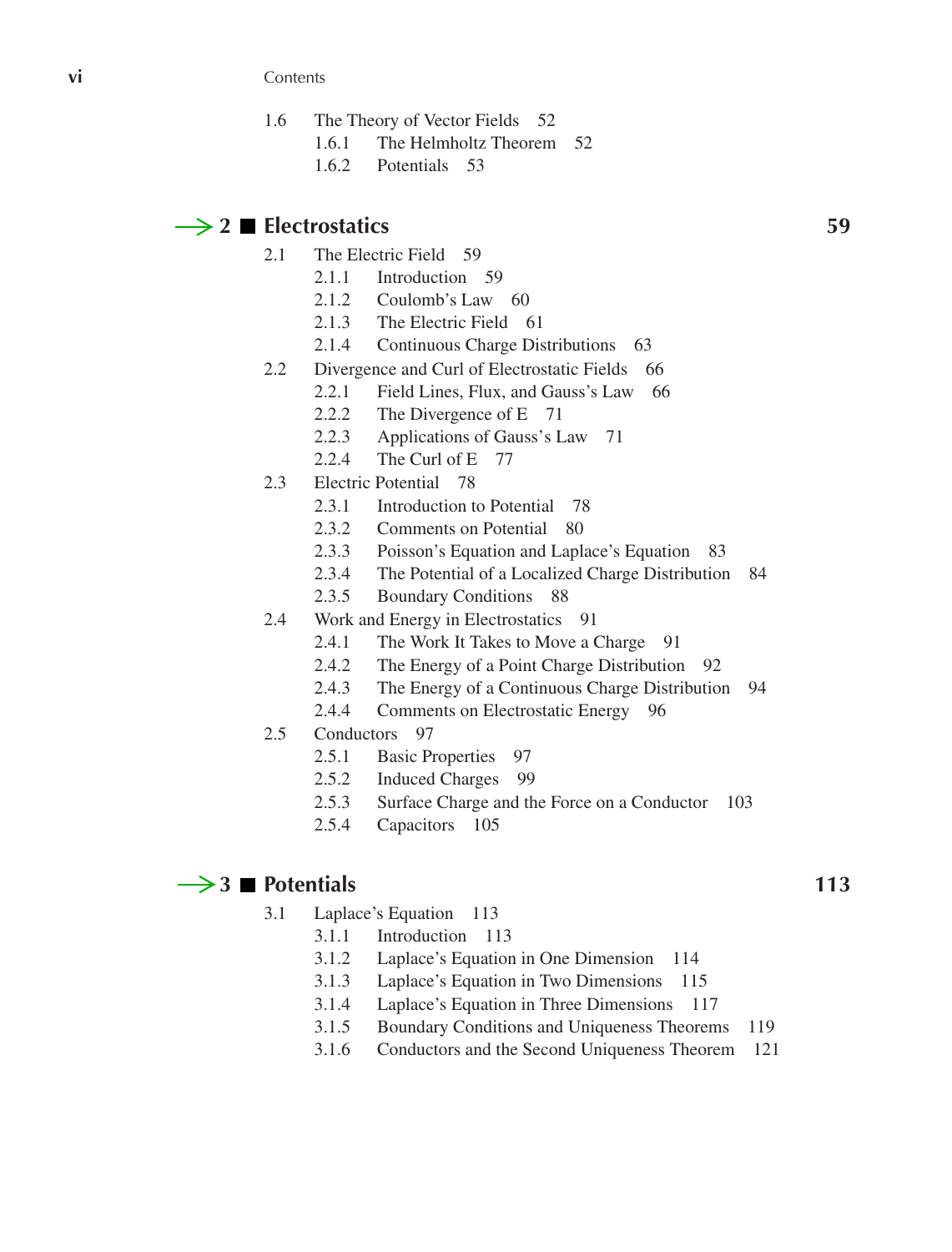1.6 The Theory of Vector Fields 52
- 1.6.1 The Helmholtz Theorem 52
- 1.6.2 Potentials 53

## 2 Electrostatics 59

2.1 The Electric Field 59
- 2.1.1 Introduction 59
- 2.1.2 Coulomb's Law 60
- 2.1.3 The Electric Field 61
- 2.1.4 Continuous Charge Distributions 63

2.2 Divergence and Curl of Electrostatic Fields 66
- 2.2.1 Field Lines, Flux, and Gauss's Law 66
- 2.2.2 The Divergence of E 71
- 2.2.3 Applications of Gauss's Law 71
- 2.2.4 The Curl of E 77

2.3 Electric Potential 78
- 2.3.1 Introduction to Potential 78
- 2.3.2 Comments on Potential 80
- 2.3.3 Poisson's Equation and Laplace's Equation 83
- 2.3.4 The Potential of a Localized Charge Distribution 84
- 2.3.5 Boundary Conditions 88

2.4 Work and Energy in Electrostatics 91
- 2.4.1 The Work It Takes to Move a Charge 91
- 2.4.2 The Energy of a Point Charge Distribution 92
- 2.4.3 The Energy of a Continuous Charge Distribution 94
- 2.4.4 Comments on Electrostatic Energy 96

2.5 Conductors 97
- 2.5.1 Basic Properties 97
- 2.5.2 Induced Charges 99
- 2.5.3 Surface Charge and the Force on a Conductor 103
- 2.5.4 Capacitors 105

## 3 Potentials 113

3.1 Laplace's Equation 113
- 3.1.1 Introduction 113
- 3.1.2 Laplace's Equation in One Dimension 114
- 3.1.3 Laplace's Equation in Two Dimensions 115
- 3.1.4 Laplace's Equation in Three Dimensions 117
- 3.1.5 Boundary Conditions and Uniqueness Theorems 119
- 3.1.6 Conductors and the Second Uniqueness Theorem 121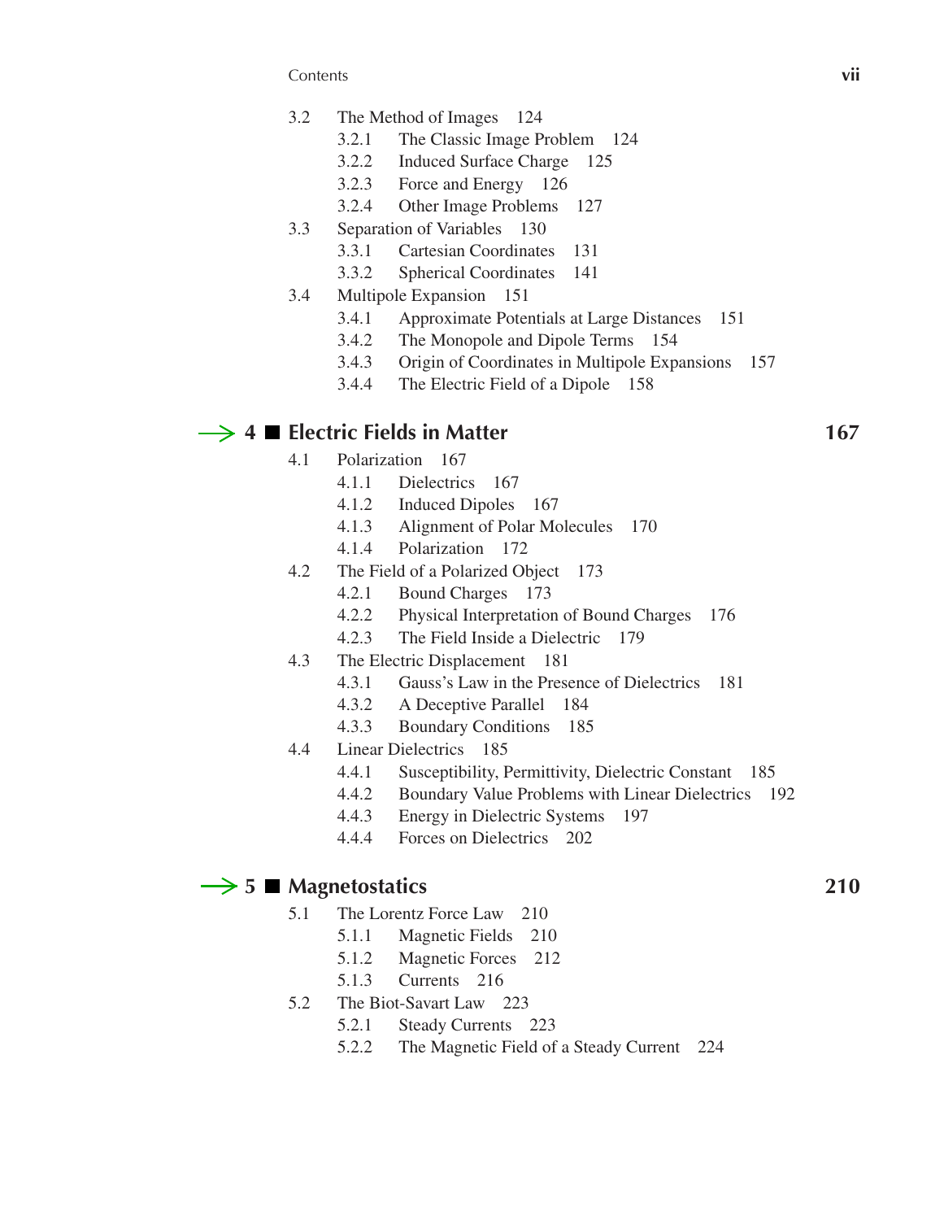3.2 The Method of Images 124
- 3.2.1 The Classic Image Problem 124
- 3.2.2 Induced Surface Charge 125
- 3.2.3 Force and Energy 126
- 3.2.4 Other Image Problems 127

3.3 Separation of Variables 130
- 3.3.1 Cartesian Coordinates 131
- 3.3.2 Spherical Coordinates 141

3.4 Multipole Expansion 151
- 3.4.1 Approximate Potentials at Large Distances 151
- 3.4.2 The Monopole and Dipole Terms 154
- 3.4.3 Origin of Coordinates in Multipole Expansions 157
- 3.4.4 The Electric Field of a Dipole 158

## 4 ■ Electric Fields in Matter 167

4.1 Polarization 167
- 4.1.1 Dielectrics 167
- 4.1.2 Induced Dipoles 167
- 4.1.3 Alignment of Polar Molecules 170
- 4.1.4 Polarization 172

4.2 The Field of a Polarized Object 173
- 4.2.1 Bound Charges 173
- 4.2.2 Physical Interpretation of Bound Charges 176
- 4.2.3 The Field Inside a Dielectric 179

4.3 The Electric Displacement 181
- 4.3.1 Gauss's Law in the Presence of Dielectrics 181
- 4.3.2 A Deceptive Parallel 184
- 4.3.3 Boundary Conditions 185

4.4 Linear Dielectrics 185
- 4.4.1 Susceptibility, Permittivity, Dielectric Constant 185
- 4.4.2 Boundary Value Problems with Linear Dielectrics 192
- 4.4.3 Energy in Dielectric Systems 197
- 4.4.4 Forces on Dielectrics 202

## 5 ■ Magnetostatics 210

5.1 The Lorentz Force Law 210
- 5.1.1 Magnetic Fields 210
- 5.1.2 Magnetic Forces 212
- 5.1.3 Currents 216

5.2 The Biot-Savart Law 223
- 5.2.1 Steady Currents 223
- 5.2.2 The Magnetic Field of a Steady Current 224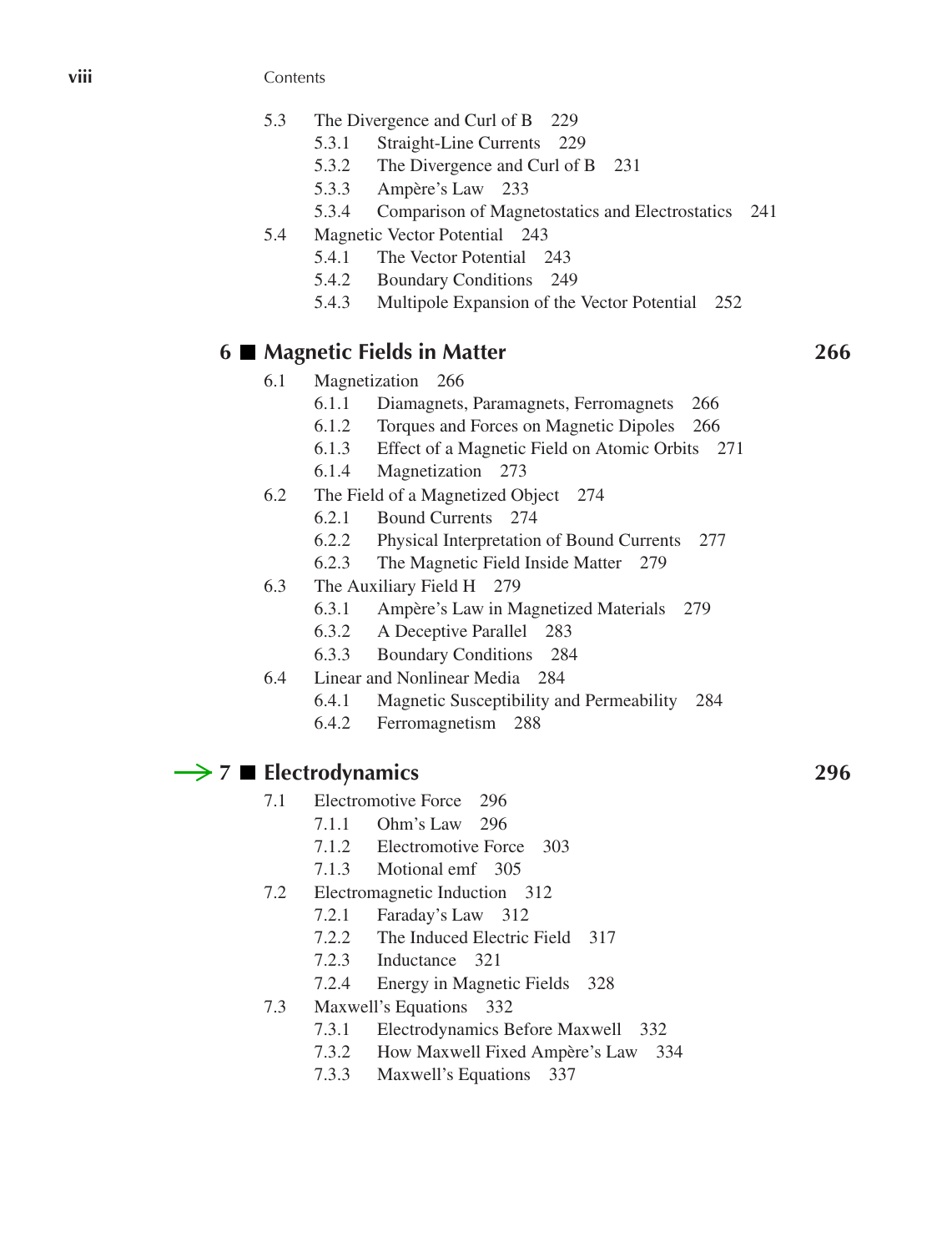- 5.3 The Divergence and Curl of B 229
  - 5.3.1 Straight-Line Currents 229
  - 5.3.2 The Divergence and Curl of B 231
  - 5.3.3 Ampère's Law 233
  - 5.3.4 Comparison of Magnetostatics and Electrostatics 241
- 5.4 Magnetic Vector Potential 243
  - 5.4.1 The Vector Potential 243
  - 5.4.2 Boundary Conditions 249
  - 5.4.3 Multipole Expansion of the Vector Potential 252

## 6 ■ Magnetic Fields in Matter 266

- 6.1 Magnetization 266
  - 6.1.1 Diamagnets, Paramagnets, Ferromagnets 266
  - 6.1.2 Torques and Forces on Magnetic Dipoles 266
  - 6.1.3 Effect of a Magnetic Field on Atomic Orbits 271
  - 6.1.4 Magnetization 273
- 6.2 The Field of a Magnetized Object 274
  - 6.2.1 Bound Currents 274
  - 6.2.2 Physical Interpretation of Bound Currents 277
  - 6.2.3 The Magnetic Field Inside Matter 279
- 6.3 The Auxiliary Field H 279
  - 6.3.1 Ampère's Law in Magnetized Materials 279
  - 6.3.2 A Deceptive Parallel 283
  - 6.3.3 Boundary Conditions 284
- 6.4 Linear and Nonlinear Media 284
  - 6.4.1 Magnetic Susceptibility and Permeability 284
  - 6.4.2 Ferromagnetism 288

## → 7 ■ Electrodynamics 296

- 7.1 Electromotive Force 296
  - 7.1.1 Ohm's Law 296
  - 7.1.2 Electromotive Force 303
  - 7.1.3 Motional emf 305
- 7.2 Electromagnetic Induction 312
  - 7.2.1 Faraday's Law 312
  - 7.2.2 The Induced Electric Field 317
  - 7.2.3 Inductance 321
  - 7.2.4 Energy in Magnetic Fields 328
- 7.3 Maxwell's Equations 332
  - 7.3.1 Electrodynamics Before Maxwell 332
  - 7.3.2 How Maxwell Fixed Ampère's Law 334
  - 7.3.3 Maxwell's Equations 337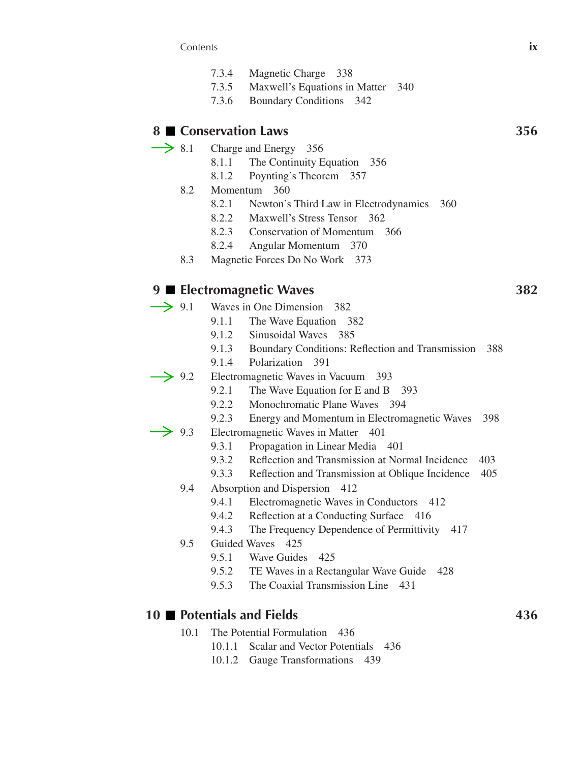7.3.4 Magnetic Charge 338
7.3.5 Maxwell's Equations in Matter 340
7.3.6 Boundary Conditions 342

## 8 Conservation Laws 356

→ 8.1 Charge and Energy 356
- 8.1.1 The Continuity Equation 356
- 8.1.2 Poynting's Theorem 357

8.2 Momentum 360
- 8.2.1 Newton's Third Law in Electrodynamics 360
- 8.2.2 Maxwell's Stress Tensor 362
- 8.2.3 Conservation of Momentum 366
- 8.2.4 Angular Momentum 370

8.3 Magnetic Forces Do No Work 373

## 9 Electromagnetic Waves 382

→ 9.1 Waves in One Dimension 382
- 9.1.1 The Wave Equation 382
- 9.1.2 Sinusoidal Waves 385
- 9.1.3 Boundary Conditions: Reflection and Transmission 388
- 9.1.4 Polarization 391

→ 9.2 Electromagnetic Waves in Vacuum 393
- 9.2.1 The Wave Equation for E and B 393
- 9.2.2 Monochromatic Plane Waves 394
- 9.2.3 Energy and Momentum in Electromagnetic Waves 398

→ 9.3 Electromagnetic Waves in Matter 401
- 9.3.1 Propagation in Linear Media 401
- 9.3.2 Reflection and Transmission at Normal Incidence 403
- 9.3.3 Reflection and Transmission at Oblique Incidence 405

9.4 Absorption and Dispersion 412
- 9.4.1 Electromagnetic Waves in Conductors 412
- 9.4.2 Reflection at a Conducting Surface 416
- 9.4.3 The Frequency Dependence of Permittivity 417

9.5 Guided Waves 425
- 9.5.1 Wave Guides 425
- 9.5.2 TE Waves in a Rectangular Wave Guide 428
- 9.5.3 The Coaxial Transmission Line 431

## 10 Potentials and Fields 436

10.1 The Potential Formulation 436
- 10.1.1 Scalar and Vector Potentials 436
- 10.1.2 Gauge Transformations 439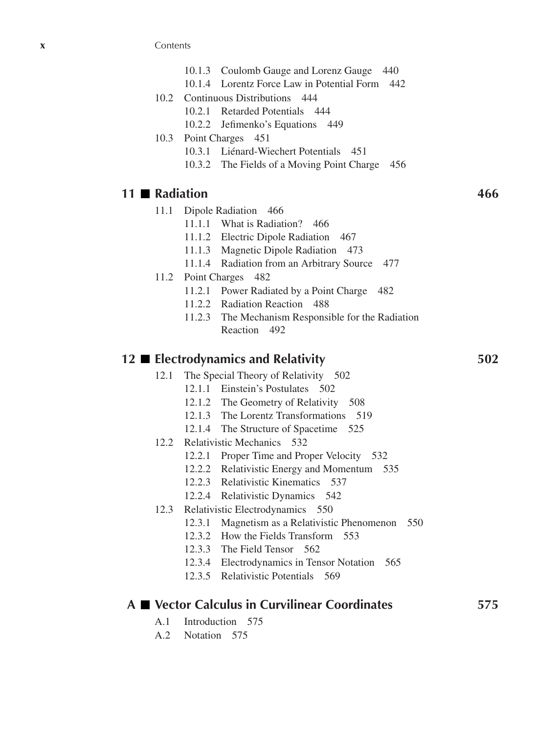10.1.3 Coulomb Gauge and Lorenz Gauge 440
10.1.4 Lorentz Force Law in Potential Form 442

10.2 Continuous Distributions 444
10.2.1 Retarded Potentials 444
10.2.2 Jefimenko's Equations 449

10.3 Point Charges 451
10.3.1 Liénard-Wiechert Potentials 451
10.3.2 The Fields of a Moving Point Charge 456

## 11 ■ Radiation 466

11.1 Dipole Radiation 466
11.1.1 What is Radiation? 466
11.1.2 Electric Dipole Radiation 467
11.1.3 Magnetic Dipole Radiation 473
11.1.4 Radiation from an Arbitrary Source 477

11.2 Point Charges 482
11.2.1 Power Radiated by a Point Charge 482
11.2.2 Radiation Reaction 488
11.2.3 The Mechanism Responsible for the Radiation Reaction 492

## 12 ■ Electrodynamics and Relativity 502

12.1 The Special Theory of Relativity 502
12.1.1 Einstein's Postulates 502
12.1.2 The Geometry of Relativity 508
12.1.3 The Lorentz Transformations 519
12.1.4 The Structure of Spacetime 525

12.2 Relativistic Mechanics 532
12.2.1 Proper Time and Proper Velocity 532
12.2.2 Relativistic Energy and Momentum 535
12.2.3 Relativistic Kinematics 537
12.2.4 Relativistic Dynamics 542

12.3 Relativistic Electrodynamics 550
12.3.1 Magnetism as a Relativistic Phenomenon 550
12.3.2 How the Fields Transform 553
12.3.3 The Field Tensor 562
12.3.4 Electrodynamics in Tensor Notation 565
12.3.5 Relativistic Potentials 569

## A ■ Vector Calculus in Curvilinear Coordinates 575

A.1 Introduction 575
A.2 Notation 575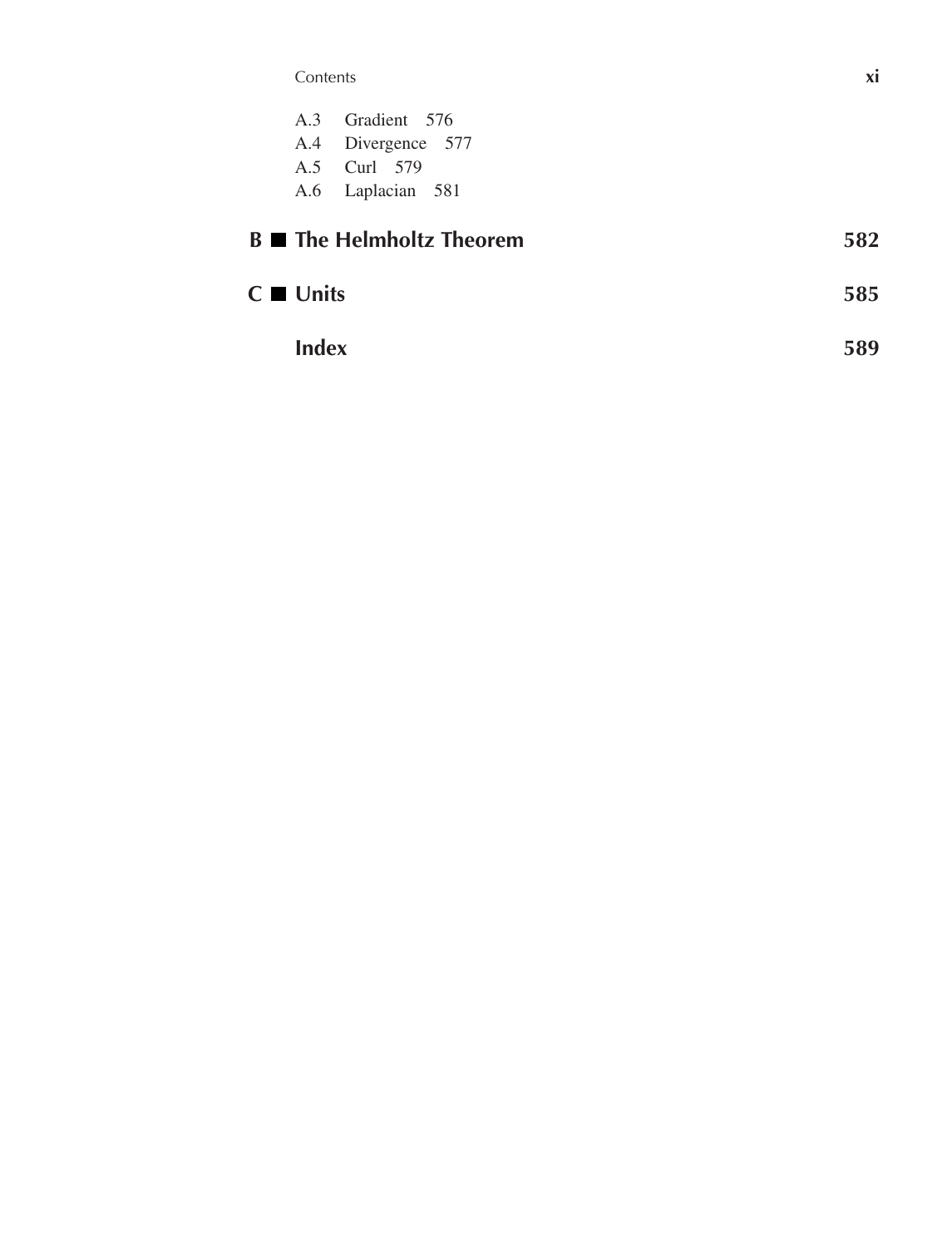A.3 Gradient 576
A.4 Divergence 577
A.5 Curl 579
A.6 Laplacian 581

**B ■ The Helmholtz Theorem** **582**

**C ■ Units** **585**

**Index** **589**